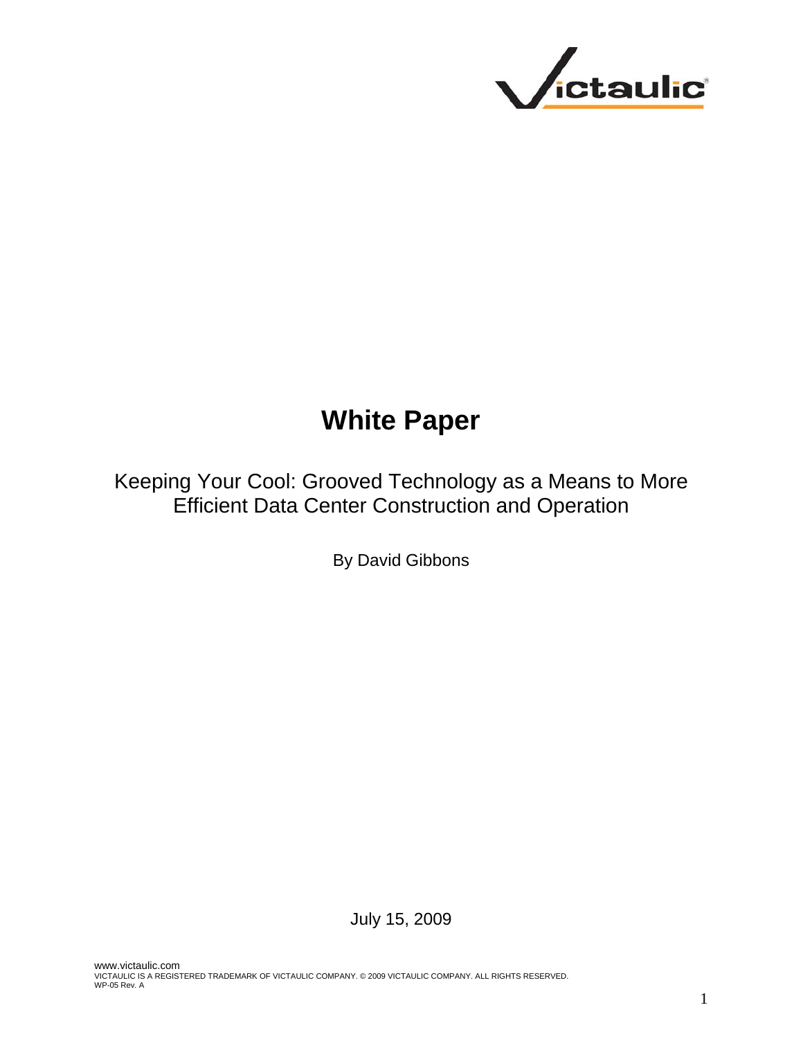# White Paper

Keeping Your Cool: Grooved Technology as a Means to More Efficient Data Center Construction and Operation

By David Gibbons

July 15, 2009

www.victaulic.com
VICTAULIC IS A REGISTERED TRADEMARK OF VICTAULIC COMPANY. © 2009 VICTAULIC COMPANY. ALL RIGHTS RESERVED.
WP-05 Rev. A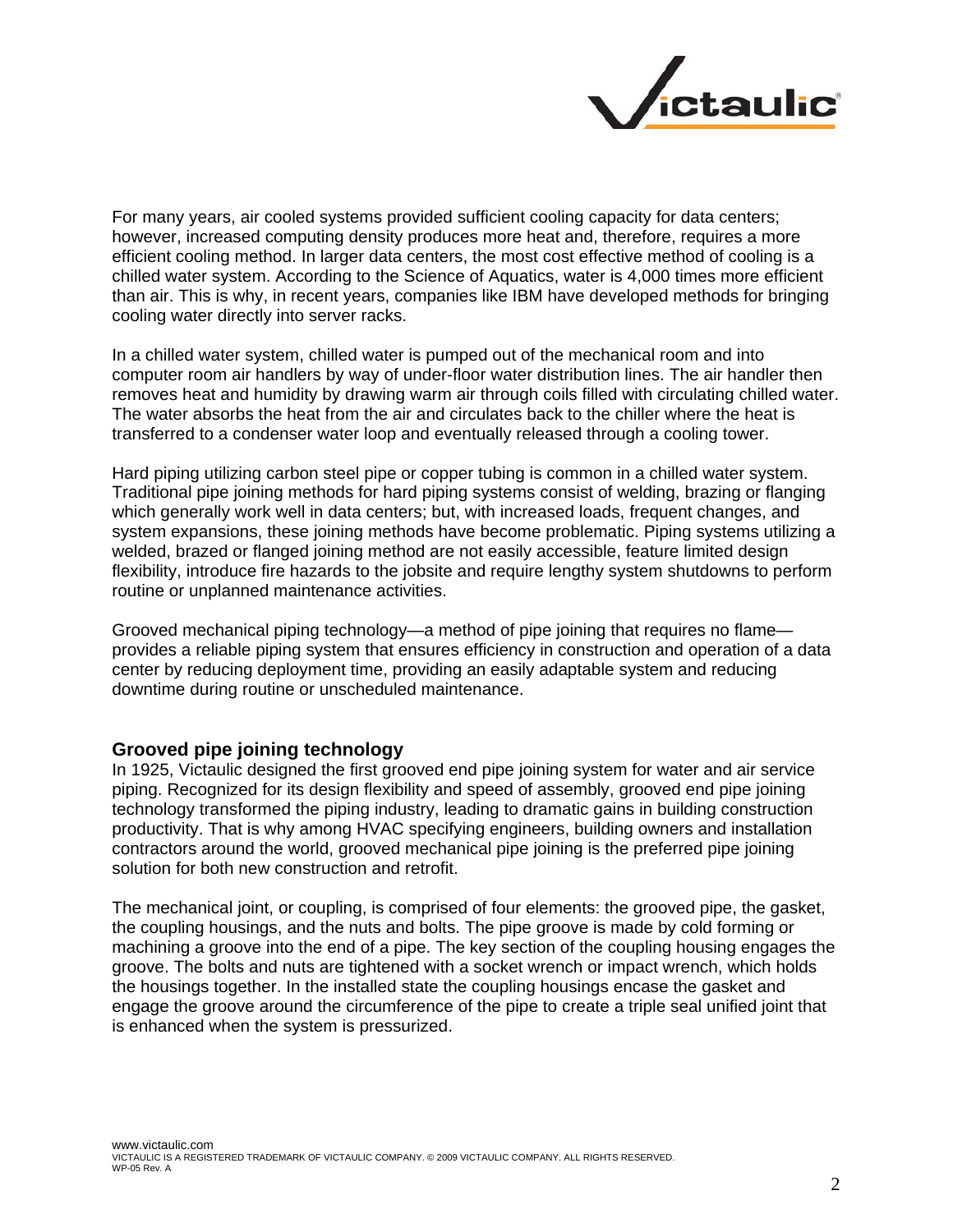For many years, air cooled systems provided sufficient cooling capacity for data centers; however, increased computing density produces more heat and, therefore, requires a more efficient cooling method. In larger data centers, the most cost effective method of cooling is a chilled water system. According to the Science of Aquatics, water is 4,000 times more efficient than air. This is why, in recent years, companies like IBM have developed methods for bringing cooling water directly into server racks.

In a chilled water system, chilled water is pumped out of the mechanical room and into computer room air handlers by way of under-floor water distribution lines. The air handler then removes heat and humidity by drawing warm air through coils filled with circulating chilled water. The water absorbs the heat from the air and circulates back to the chiller where the heat is transferred to a condenser water loop and eventually released through a cooling tower.

Hard piping utilizing carbon steel pipe or copper tubing is common in a chilled water system. Traditional pipe joining methods for hard piping systems consist of welding, brazing or flanging which generally work well in data centers; but, with increased loads, frequent changes, and system expansions, these joining methods have become problematic. Piping systems utilizing a welded, brazed or flanged joining method are not easily accessible, feature limited design flexibility, introduce fire hazards to the jobsite and require lengthy system shutdowns to perform routine or unplanned maintenance activities.

Grooved mechanical piping technology—a method of pipe joining that requires no flame—provides a reliable piping system that ensures efficiency in construction and operation of a data center by reducing deployment time, providing an easily adaptable system and reducing downtime during routine or unscheduled maintenance.

## Grooved pipe joining technology

In 1925, Victaulic designed the first grooved end pipe joining system for water and air service piping. Recognized for its design flexibility and speed of assembly, grooved end pipe joining technology transformed the piping industry, leading to dramatic gains in building construction productivity. That is why among HVAC specifying engineers, building owners and installation contractors around the world, grooved mechanical pipe joining is the preferred pipe joining solution for both new construction and retrofit.

The mechanical joint, or coupling, is comprised of four elements: the grooved pipe, the gasket, the coupling housings, and the nuts and bolts. The pipe groove is made by cold forming or machining a groove into the end of a pipe. The key section of the coupling housing engages the groove. The bolts and nuts are tightened with a socket wrench or impact wrench, which holds the housings together. In the installed state the coupling housings encase the gasket and engage the groove around the circumference of the pipe to create a triple seal unified joint that is enhanced when the system is pressurized.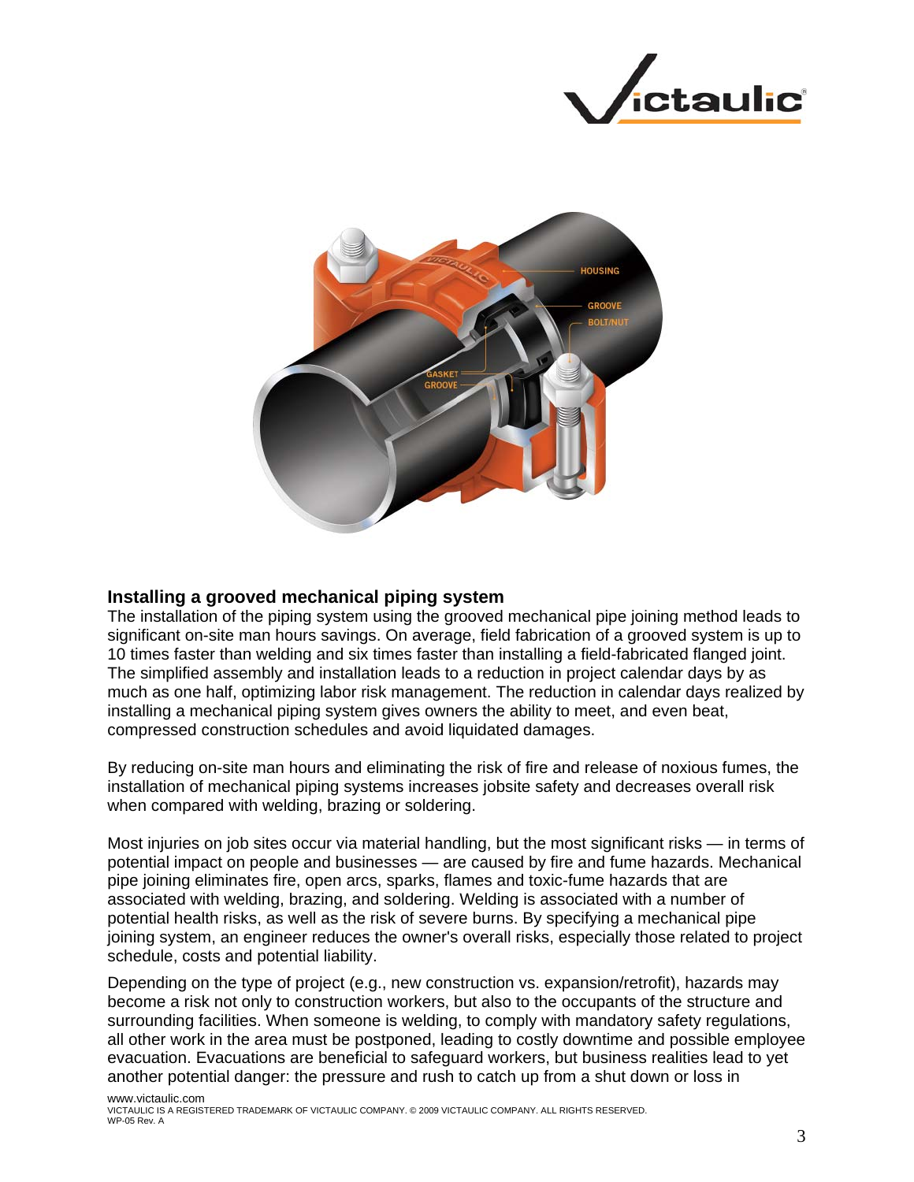## Installing a grooved mechanical piping system

The installation of the piping system using the grooved mechanical pipe joining method leads to significant on-site man hours savings. On average, field fabrication of a grooved system is up to 10 times faster than welding and six times faster than installing a field-fabricated flanged joint. The simplified assembly and installation leads to a reduction in project calendar days by as much as one half, optimizing labor risk management. The reduction in calendar days realized by installing a mechanical piping system gives owners the ability to meet, and even beat, compressed construction schedules and avoid liquidated damages.

By reducing on-site man hours and eliminating the risk of fire and release of noxious fumes, the installation of mechanical piping systems increases jobsite safety and decreases overall risk when compared with welding, brazing or soldering.

Most injuries on job sites occur via material handling, but the most significant risks — in terms of potential impact on people and businesses — are caused by fire and fume hazards. Mechanical pipe joining eliminates fire, open arcs, sparks, flames and toxic-fume hazards that are associated with welding, brazing, and soldering. Welding is associated with a number of potential health risks, as well as the risk of severe burns. By specifying a mechanical pipe joining system, an engineer reduces the owner's overall risks, especially those related to project schedule, costs and potential liability.

Depending on the type of project (e.g., new construction vs. expansion/retrofit), hazards may become a risk not only to construction workers, but also to the occupants of the structure and surrounding facilities. When someone is welding, to comply with mandatory safety regulations, all other work in the area must be postponed, leading to costly downtime and possible employee evacuation. Evacuations are beneficial to safeguard workers, but business realities lead to yet another potential danger: the pressure and rush to catch up from a shut down or loss in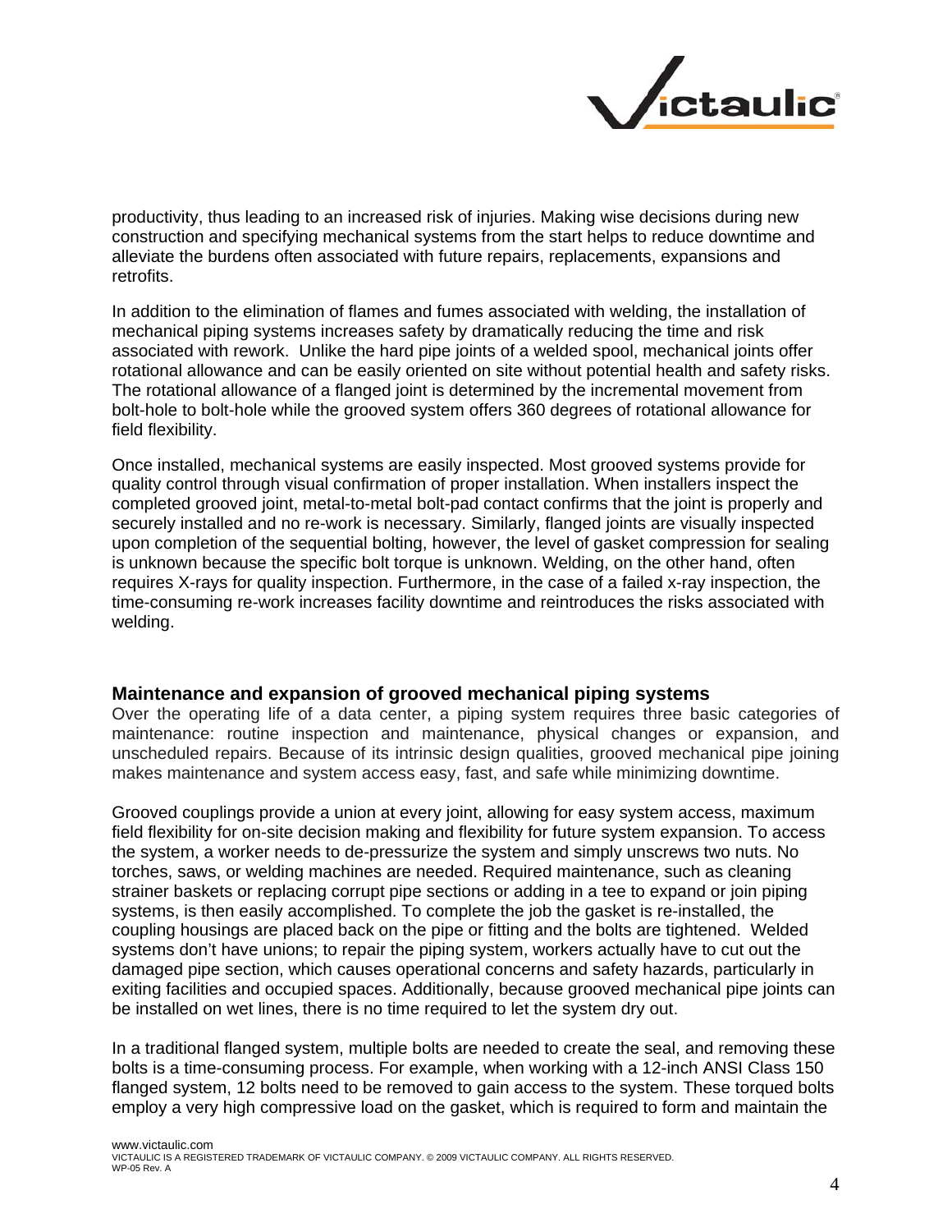productivity, thus leading to an increased risk of injuries. Making wise decisions during new construction and specifying mechanical systems from the start helps to reduce downtime and alleviate the burdens often associated with future repairs, replacements, expansions and retrofits.

In addition to the elimination of flames and fumes associated with welding, the installation of mechanical piping systems increases safety by dramatically reducing the time and risk associated with rework. Unlike the hard pipe joints of a welded spool, mechanical joints offer rotational allowance and can be easily oriented on site without potential health and safety risks. The rotational allowance of a flanged joint is determined by the incremental movement from bolt-hole to bolt-hole while the grooved system offers 360 degrees of rotational allowance for field flexibility.

Once installed, mechanical systems are easily inspected. Most grooved systems provide for quality control through visual confirmation of proper installation. When installers inspect the completed grooved joint, metal-to-metal bolt-pad contact confirms that the joint is properly and securely installed and no re-work is necessary. Similarly, flanged joints are visually inspected upon completion of the sequential bolting, however, the level of gasket compression for sealing is unknown because the specific bolt torque is unknown. Welding, on the other hand, often requires X-rays for quality inspection. Furthermore, in the case of a failed x-ray inspection, the time-consuming re-work increases facility downtime and reintroduces the risks associated with welding.

## Maintenance and expansion of grooved mechanical piping systems

Over the operating life of a data center, a piping system requires three basic categories of maintenance: routine inspection and maintenance, physical changes or expansion, and unscheduled repairs. Because of its intrinsic design qualities, grooved mechanical pipe joining makes maintenance and system access easy, fast, and safe while minimizing downtime.

Grooved couplings provide a union at every joint, allowing for easy system access, maximum field flexibility for on-site decision making and flexibility for future system expansion. To access the system, a worker needs to de-pressurize the system and simply unscrews two nuts. No torches, saws, or welding machines are needed. Required maintenance, such as cleaning strainer baskets or replacing corrupt pipe sections or adding in a tee to expand or join piping systems, is then easily accomplished. To complete the job the gasket is re-installed, the coupling housings are placed back on the pipe or fitting and the bolts are tightened. Welded systems don't have unions; to repair the piping system, workers actually have to cut out the damaged pipe section, which causes operational concerns and safety hazards, particularly in exiting facilities and occupied spaces. Additionally, because grooved mechanical pipe joints can be installed on wet lines, there is no time required to let the system dry out.

In a traditional flanged system, multiple bolts are needed to create the seal, and removing these bolts is a time-consuming process. For example, when working with a 12-inch ANSI Class 150 flanged system, 12 bolts need to be removed to gain access to the system. These torqued bolts employ a very high compressive load on the gasket, which is required to form and maintain the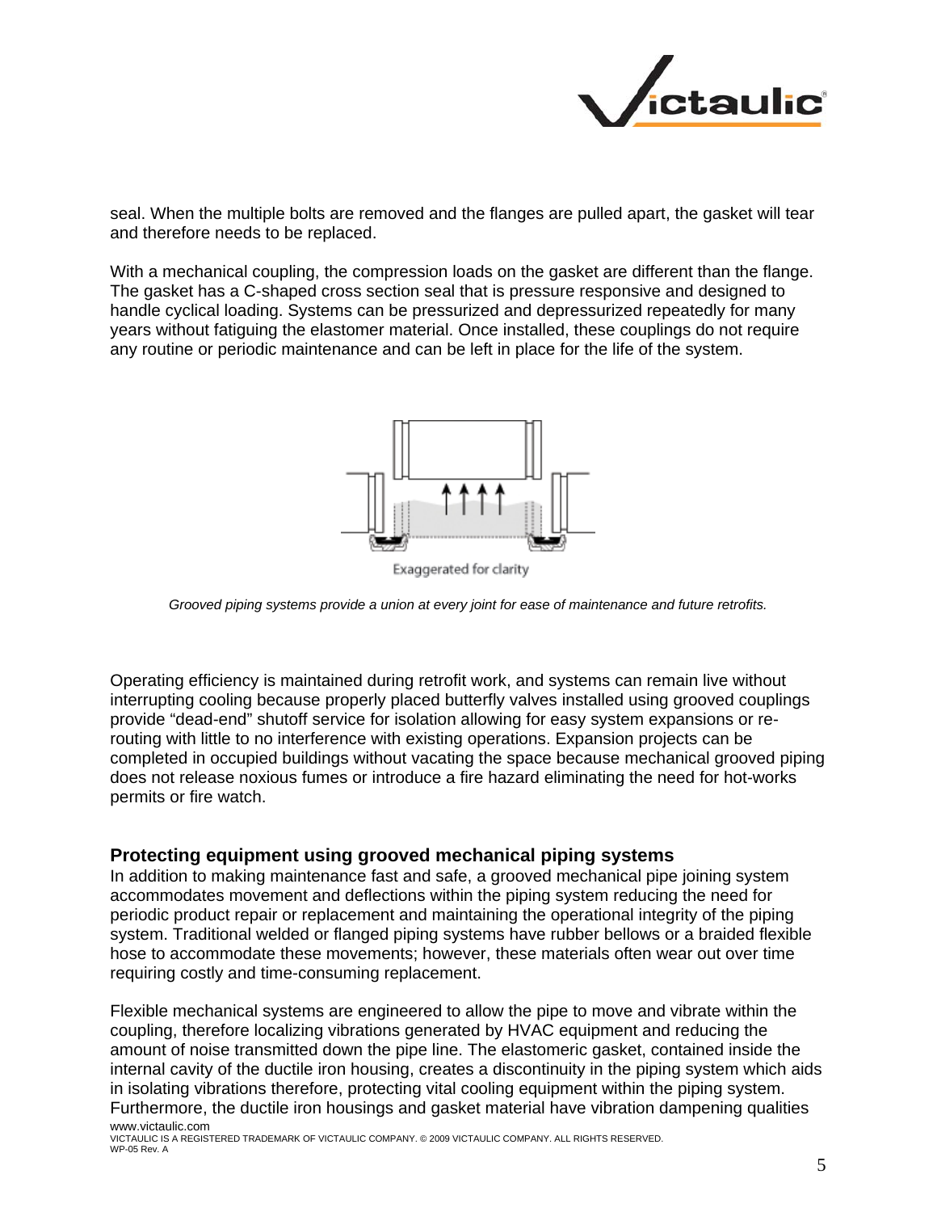seal. When the multiple bolts are removed and the flanges are pulled apart, the gasket will tear and therefore needs to be replaced.

With a mechanical coupling, the compression loads on the gasket are different than the flange. The gasket has a C-shaped cross section seal that is pressure responsive and designed to handle cyclical loading. Systems can be pressurized and depressurized repeatedly for many years without fatiguing the elastomer material. Once installed, these couplings do not require any routine or periodic maintenance and can be left in place for the life of the system.

Exaggerated for clarity

*Grooved piping systems provide a union at every joint for ease of maintenance and future retrofits.*

Operating efficiency is maintained during retrofit work, and systems can remain live without interrupting cooling because properly placed butterfly valves installed using grooved couplings provide "dead-end" shutoff service for isolation allowing for easy system expansions or re-routing with little to no interference with existing operations. Expansion projects can be completed in occupied buildings without vacating the space because mechanical grooved piping does not release noxious fumes or introduce a fire hazard eliminating the need for hot-works permits or fire watch.

## Protecting equipment using grooved mechanical piping systems

In addition to making maintenance fast and safe, a grooved mechanical pipe joining system accommodates movement and deflections within the piping system reducing the need for periodic product repair or replacement and maintaining the operational integrity of the piping system. Traditional welded or flanged piping systems have rubber bellows or a braided flexible hose to accommodate these movements; however, these materials often wear out over time requiring costly and time-consuming replacement.

Flexible mechanical systems are engineered to allow the pipe to move and vibrate within the coupling, therefore localizing vibrations generated by HVAC equipment and reducing the amount of noise transmitted down the pipe line. The elastomeric gasket, contained inside the internal cavity of the ductile iron housing, creates a discontinuity in the piping system which aids in isolating vibrations therefore, protecting vital cooling equipment within the piping system. Furthermore, the ductile iron housings and gasket material have vibration dampening qualities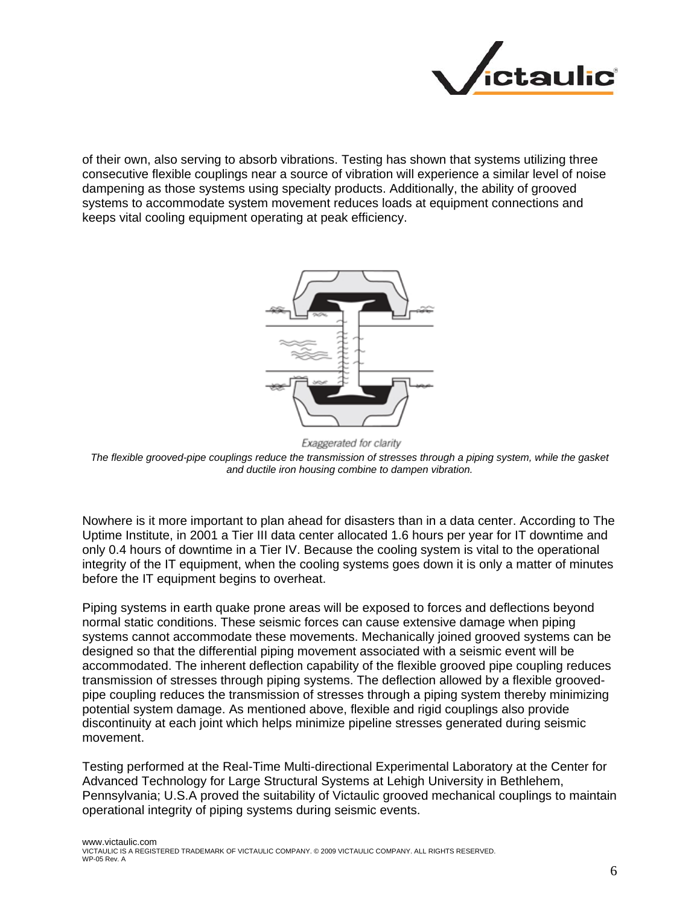of their own, also serving to absorb vibrations. Testing has shown that systems utilizing three consecutive flexible couplings near a source of vibration will experience a similar level of noise dampening as those systems using specialty products. Additionally, the ability of grooved systems to accommodate system movement reduces loads at equipment connections and keeps vital cooling equipment operating at peak efficiency.

*Exaggerated for clarity*

*The flexible grooved-pipe couplings reduce the transmission of stresses through a piping system, while the gasket and ductile iron housing combine to dampen vibration.*

Nowhere is it more important to plan ahead for disasters than in a data center. According to The Uptime Institute, in 2001 a Tier III data center allocated 1.6 hours per year for IT downtime and only 0.4 hours of downtime in a Tier IV. Because the cooling system is vital to the operational integrity of the IT equipment, when the cooling systems goes down it is only a matter of minutes before the IT equipment begins to overheat.

Piping systems in earth quake prone areas will be exposed to forces and deflections beyond normal static conditions. These seismic forces can cause extensive damage when piping systems cannot accommodate these movements. Mechanically joined grooved systems can be designed so that the differential piping movement associated with a seismic event will be accommodated. The inherent deflection capability of the flexible grooved pipe coupling reduces transmission of stresses through piping systems. The deflection allowed by a flexible grooved-pipe coupling reduces the transmission of stresses through a piping system thereby minimizing potential system damage. As mentioned above, flexible and rigid couplings also provide discontinuity at each joint which helps minimize pipeline stresses generated during seismic movement.

Testing performed at the Real-Time Multi-directional Experimental Laboratory at the Center for Advanced Technology for Large Structural Systems at Lehigh University in Bethlehem, Pennsylvania; U.S.A proved the suitability of Victaulic grooved mechanical couplings to maintain operational integrity of piping systems during seismic events.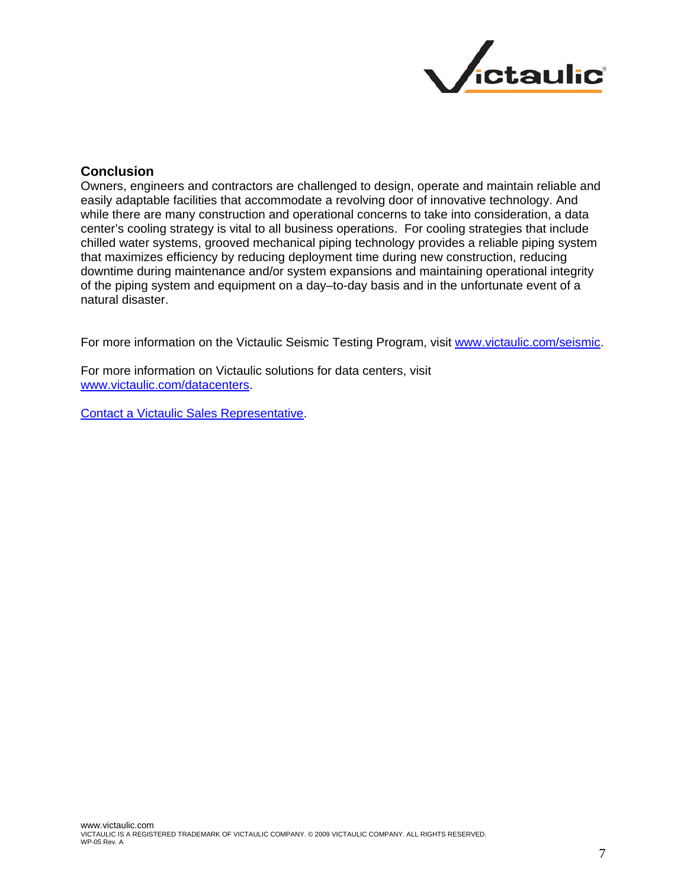## Conclusion

Owners, engineers and contractors are challenged to design, operate and maintain reliable and easily adaptable facilities that accommodate a revolving door of innovative technology. And while there are many construction and operational concerns to take into consideration, a data center's cooling strategy is vital to all business operations. For cooling strategies that include chilled water systems, grooved mechanical piping technology provides a reliable piping system that maximizes efficiency by reducing deployment time during new construction, reducing downtime during maintenance and/or system expansions and maintaining operational integrity of the piping system and equipment on a day–to-day basis and in the unfortunate event of a natural disaster.

For more information on the Victaulic Seismic Testing Program, visit [www.victaulic.com/seismic](http://www.victaulic.com/seismic).

For more information on Victaulic solutions for data centers, visit [www.victaulic.com/datacenters](http://www.victaulic.com/datacenters).

Contact a Victaulic Sales Representative.

www.victaulic.com
VICTAULIC IS A REGISTERED TRADEMARK OF VICTAULIC COMPANY. © 2009 VICTAULIC COMPANY. ALL RIGHTS RESERVED.
WP-05 Rev. A